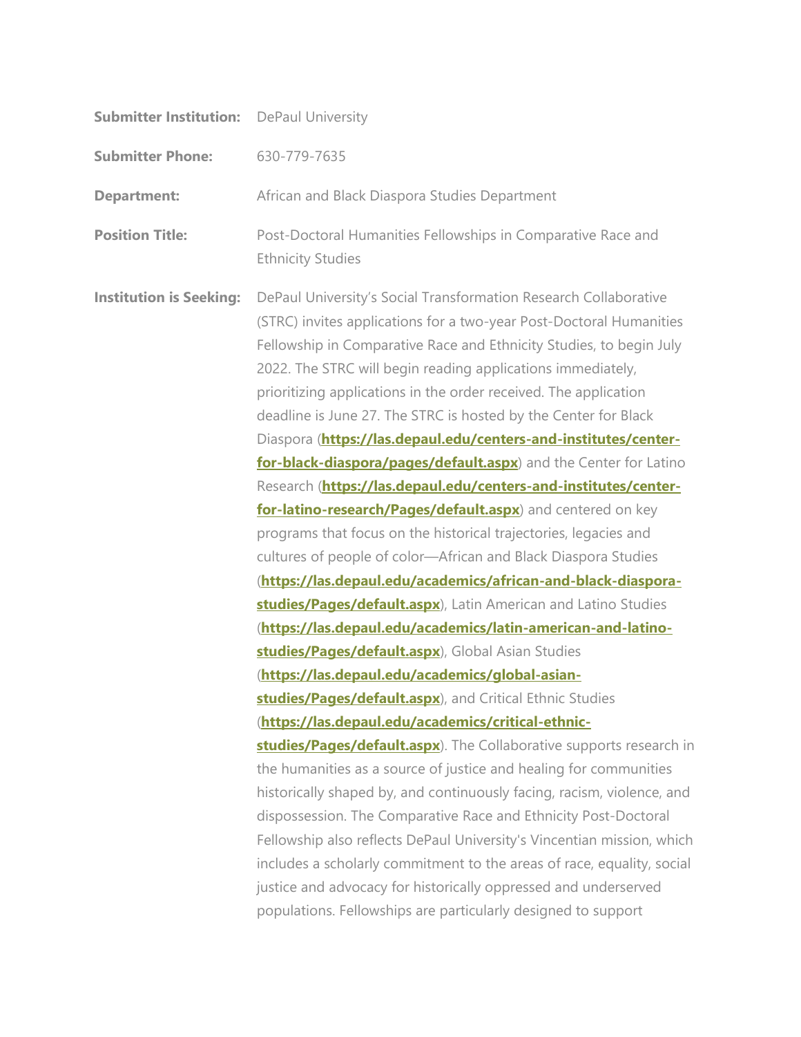**Submitter Institution:** DePaul University

**Submitter Phone:** 630-779-7635

**Department:** African and Black Diaspora Studies Department

**Position Title:** Post-Doctoral Humanities Fellowships in Comparative Race and Ethnicity Studies

**Institution is Seeking:** DePaul University's Social Transformation Research Collaborative (STRC) invites applications for a two-year Post-Doctoral Humanities Fellowship in Comparative Race and Ethnicity Studies, to begin July 2022. The STRC will begin reading applications immediately, prioritizing applications in the order received. The application deadline is June 27. The STRC is hosted by the Center for Black Diaspora (**https://las.depaul.edu/centers-and-institutes/center-for-black-diaspora/pages/default.aspx**) and the Center for Latino Research (**https://las.depaul.edu/centers-and-institutes/center-for-latino-research/Pages/default.aspx**) and centered on key programs that focus on the historical trajectories, legacies and cultures of people of color—African and Black Diaspora Studies (**https://las.depaul.edu/academics/african-and-black-diaspora-studies/Pages/default.aspx**), Latin American and Latino Studies (**https://las.depaul.edu/academics/latin-american-and-latino-studies/Pages/default.aspx**), Global Asian Studies (**https://las.depaul.edu/academics/global-asian-studies/Pages/default.aspx**), and Critical Ethnic Studies (**https://las.depaul.edu/academics/critical-ethnic-studies/Pages/default.aspx**). The Collaborative supports research in the humanities as a source of justice and healing for communities historically shaped by, and continuously facing, racism, violence, and dispossession. The Comparative Race and Ethnicity Post-Doctoral Fellowship also reflects DePaul University's Vincentian mission, which includes a scholarly commitment to the areas of race, equality, social justice and advocacy for historically oppressed and underserved populations. Fellowships are particularly designed to support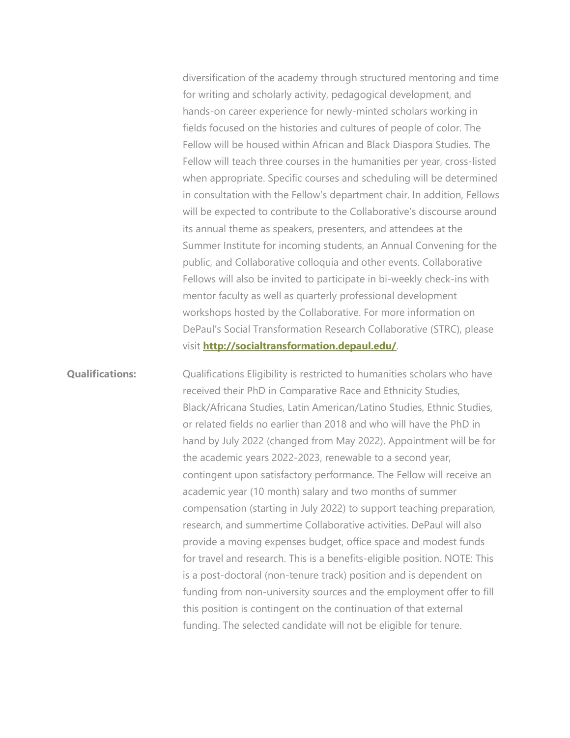diversification of the academy through structured mentoring and time for writing and scholarly activity, pedagogical development, and hands-on career experience for newly-minted scholars working in fields focused on the histories and cultures of people of color. The Fellow will be housed within African and Black Diaspora Studies. The Fellow will teach three courses in the humanities per year, cross-listed when appropriate. Specific courses and scheduling will be determined in consultation with the Fellow's department chair. In addition, Fellows will be expected to contribute to the Collaborative's discourse around its annual theme as speakers, presenters, and attendees at the Summer Institute for incoming students, an Annual Convening for the public, and Collaborative colloquia and other events. Collaborative Fellows will also be invited to participate in bi-weekly check-ins with mentor faculty as well as quarterly professional development workshops hosted by the Collaborative. For more information on DePaul's Social Transformation Research Collaborative (STRC), please visit **http://socialtransformation.depaul.edu/**.

**Qualifications:**

Qualifications Eligibility is restricted to humanities scholars who have received their PhD in Comparative Race and Ethnicity Studies, Black/Africana Studies, Latin American/Latino Studies, Ethnic Studies, or related fields no earlier than 2018 and who will have the PhD in hand by July 2022 (changed from May 2022). Appointment will be for the academic years 2022-2023, renewable to a second year, contingent upon satisfactory performance. The Fellow will receive an academic year (10 month) salary and two months of summer compensation (starting in July 2022) to support teaching preparation, research, and summertime Collaborative activities. DePaul will also provide a moving expenses budget, office space and modest funds for travel and research. This is a benefits-eligible position. NOTE: This is a post-doctoral (non-tenure track) position and is dependent on funding from non-university sources and the employment offer to fill this position is contingent on the continuation of that external funding. The selected candidate will not be eligible for tenure.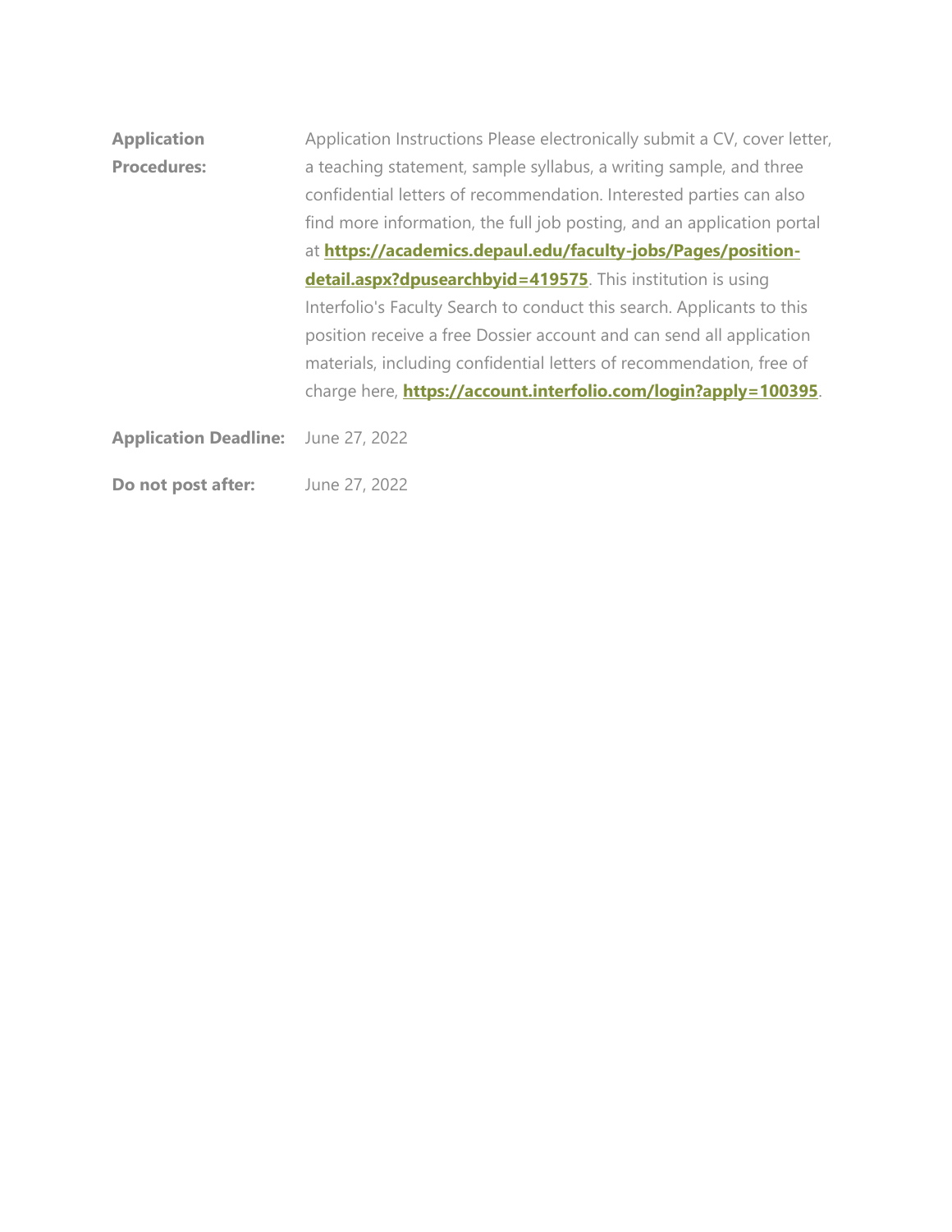**Application Procedures:** Application Instructions Please electronically submit a CV, cover letter, a teaching statement, sample syllabus, a writing sample, and three confidential letters of recommendation. Interested parties can also find more information, the full job posting, and an application portal at **https://academics.depaul.edu/faculty-jobs/Pages/position-detail.aspx?dpusearchbyid=419575**. This institution is using Interfolio's Faculty Search to conduct this search. Applicants to this position receive a free Dossier account and can send all application materials, including confidential letters of recommendation, free of charge here, **https://account.interfolio.com/login?apply=100395**.

**Application Deadline:** June 27, 2022

**Do not post after:** June 27, 2022